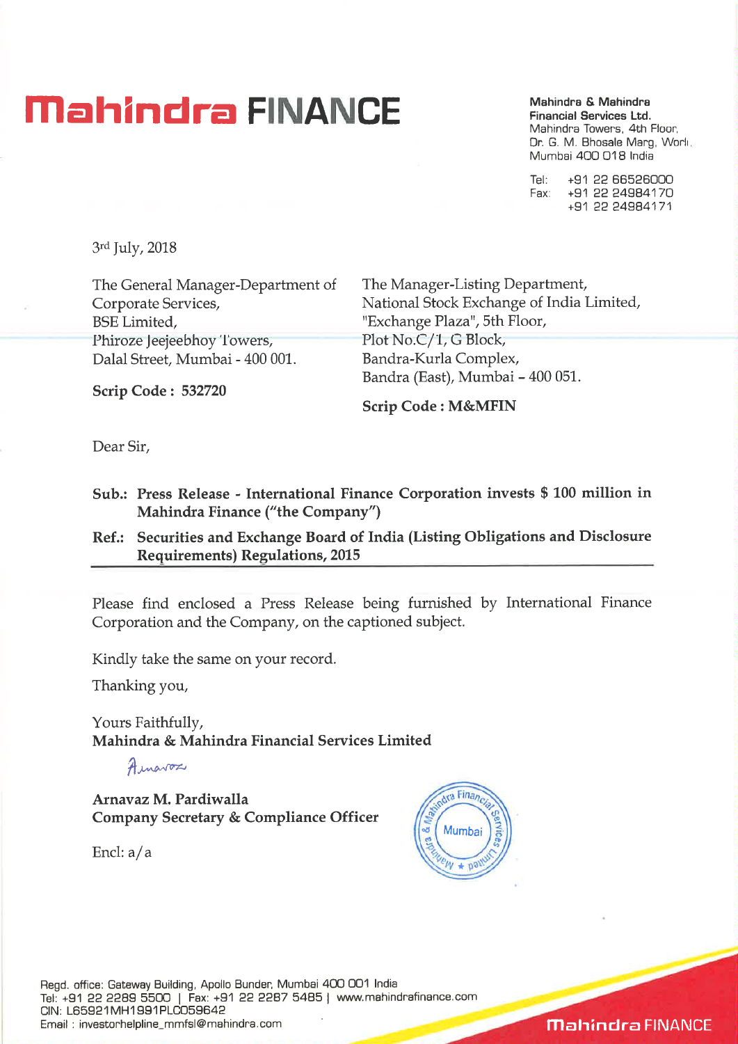# Mahindra FINANCE

**Mahindra & Mahindra Financial Services Ltd.**
Mahindra Towers, 4th Floor,
Dr. G. M. Bhosale Marg, Worli,
Mumbai 400 018 India

Tel: +91 22 66526000
Fax: +91 22 24984170
+91 22 24984171

3rd July, 2018

The General Manager-Department of Corporate Services,
BSE Limited,
Phiroze Jeejeebhoy Towers,
Dalal Street, Mumbai - 400 001.

**Scrip Code : 532720**

The Manager-Listing Department,
National Stock Exchange of India Limited,
"Exchange Plaza", 5th Floor,
Plot No.C/1, G Block,
Bandra-Kurla Complex,
Bandra (East), Mumbai – 400 051.

**Scrip Code : M&MFIN**

Dear Sir,

**Sub.: Press Release - International Finance Corporation invests $ 100 million in Mahindra Finance ("the Company")**

**Ref.: Securities and Exchange Board of India (Listing Obligations and Disclosure Requirements) Regulations, 2015**

Please find enclosed a Press Release being furnished by International Finance Corporation and the Company, on the captioned subject.

Kindly take the same on your record.

Thanking you,

Yours Faithfully,
**Mahindra & Mahindra Financial Services Limited**

**Arnavaz M. Pardiwalla**
**Company Secretary & Compliance Officer**

Encl: a/a

Regd. office: Gateway Building, Apollo Bunder, Mumbai 400 001 India
Tel: +91 22 2289 5500 | Fax: +91 22 2287 5485 | www.mahindrafinance.com
CIN: L65921MH1991PLC059642
Email : investorhelpline_mmfsl@mahindra.com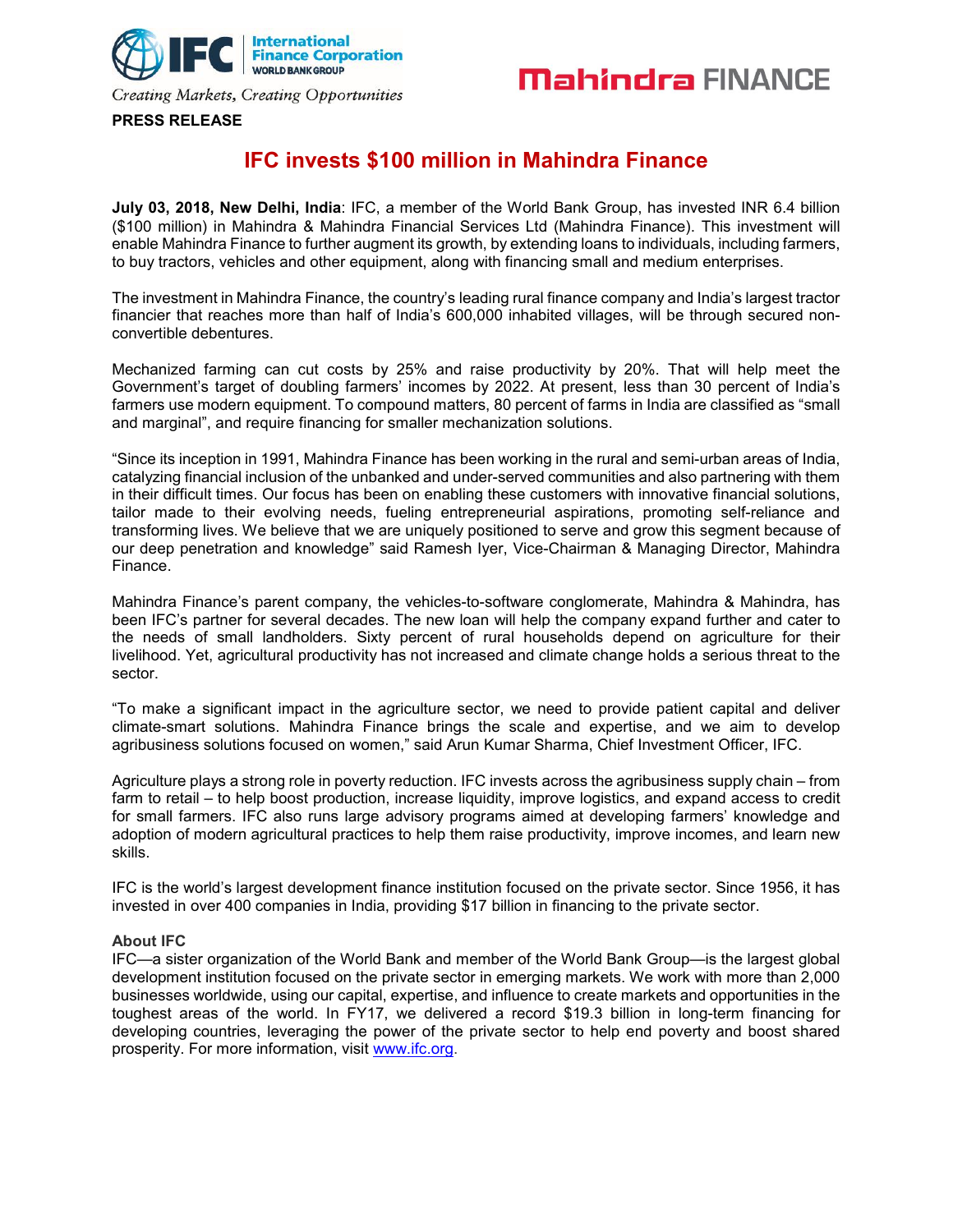Creating Markets, Creating Opportunities

**PRESS RELEASE**

# IFC invests $100 million in Mahindra Finance

**July 03, 2018, New Delhi, India**: IFC, a member of the World Bank Group, has invested INR 6.4 billion ($100 million) in Mahindra & Mahindra Financial Services Ltd (Mahindra Finance). This investment will enable Mahindra Finance to further augment its growth, by extending loans to individuals, including farmers, to buy tractors, vehicles and other equipment, along with financing small and medium enterprises.

The investment in Mahindra Finance, the country's leading rural finance company and India's largest tractor financier that reaches more than half of India's 600,000 inhabited villages, will be through secured non-convertible debentures.

Mechanized farming can cut costs by 25% and raise productivity by 20%. That will help meet the Government's target of doubling farmers' incomes by 2022. At present, less than 30 percent of India's farmers use modern equipment. To compound matters, 80 percent of farms in India are classified as "small and marginal", and require financing for smaller mechanization solutions.

"Since its inception in 1991, Mahindra Finance has been working in the rural and semi-urban areas of India, catalyzing financial inclusion of the unbanked and under-served communities and also partnering with them in their difficult times. Our focus has been on enabling these customers with innovative financial solutions, tailor made to their evolving needs, fueling entrepreneurial aspirations, promoting self-reliance and transforming lives. We believe that we are uniquely positioned to serve and grow this segment because of our deep penetration and knowledge" said Ramesh Iyer, Vice-Chairman & Managing Director, Mahindra Finance.

Mahindra Finance's parent company, the vehicles-to-software conglomerate, Mahindra & Mahindra, has been IFC's partner for several decades. The new loan will help the company expand further and cater to the needs of small landholders. Sixty percent of rural households depend on agriculture for their livelihood. Yet, agricultural productivity has not increased and climate change holds a serious threat to the sector.

"To make a significant impact in the agriculture sector, we need to provide patient capital and deliver climate-smart solutions. Mahindra Finance brings the scale and expertise, and we aim to develop agribusiness solutions focused on women," said Arun Kumar Sharma, Chief Investment Officer, IFC.

Agriculture plays a strong role in poverty reduction. IFC invests across the agribusiness supply chain – from farm to retail – to help boost production, increase liquidity, improve logistics, and expand access to credit for small farmers. IFC also runs large advisory programs aimed at developing farmers' knowledge and adoption of modern agricultural practices to help them raise productivity, improve incomes, and learn new skills.

IFC is the world's largest development finance institution focused on the private sector. Since 1956, it has invested in over 400 companies in India, providing $17 billion in financing to the private sector.

**About IFC**

IFC—a sister organization of the World Bank and member of the World Bank Group—is the largest global development institution focused on the private sector in emerging markets. We work with more than 2,000 businesses worldwide, using our capital, expertise, and influence to create markets and opportunities in the toughest areas of the world. In FY17, we delivered a record $19.3 billion in long-term financing for developing countries, leveraging the power of the private sector to help end poverty and boost shared prosperity. For more information, visit www.ifc.org.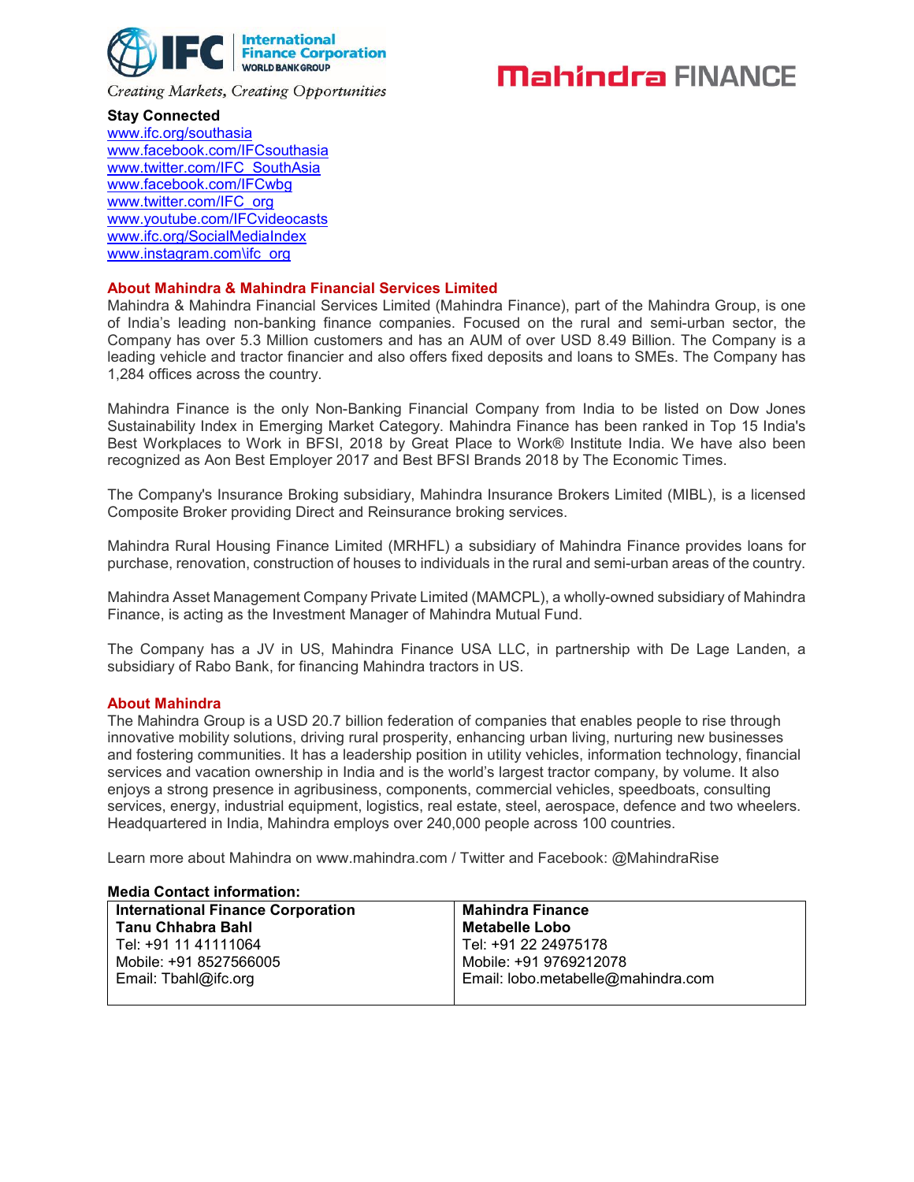Creating Markets, Creating Opportunities

**Stay Connected**
www.ifc.org/southasia
www.facebook.com/IFCsouthasia
www.twitter.com/IFC_SouthAsia
www.facebook.com/IFCwbg
www.twitter.com/IFC_org
www.youtube.com/IFCvideocasts
www.ifc.org/SocialMediaIndex
www.instagram.com\ifc_org

**About Mahindra & Mahindra Financial Services Limited**

Mahindra & Mahindra Financial Services Limited (Mahindra Finance), part of the Mahindra Group, is one of India's leading non-banking finance companies. Focused on the rural and semi-urban sector, the Company has over 5.3 Million customers and has an AUM of over USD 8.49 Billion. The Company is a leading vehicle and tractor financier and also offers fixed deposits and loans to SMEs. The Company has 1,284 offices across the country.

Mahindra Finance is the only Non-Banking Financial Company from India to be listed on Dow Jones Sustainability Index in Emerging Market Category. Mahindra Finance has been ranked in Top 15 India's Best Workplaces to Work in BFSI, 2018 by Great Place to Work® Institute India. We have also been recognized as Aon Best Employer 2017 and Best BFSI Brands 2018 by The Economic Times.

The Company's Insurance Broking subsidiary, Mahindra Insurance Brokers Limited (MIBL), is a licensed Composite Broker providing Direct and Reinsurance broking services.

Mahindra Rural Housing Finance Limited (MRHFL) a subsidiary of Mahindra Finance provides loans for purchase, renovation, construction of houses to individuals in the rural and semi-urban areas of the country.

Mahindra Asset Management Company Private Limited (MAMCPL), a wholly-owned subsidiary of Mahindra Finance, is acting as the Investment Manager of Mahindra Mutual Fund.

The Company has a JV in US, Mahindra Finance USA LLC, in partnership with De Lage Landen, a subsidiary of Rabo Bank, for financing Mahindra tractors in US.

**About Mahindra**

The Mahindra Group is a USD 20.7 billion federation of companies that enables people to rise through innovative mobility solutions, driving rural prosperity, enhancing urban living, nurturing new businesses and fostering communities. It has a leadership position in utility vehicles, information technology, financial services and vacation ownership in India and is the world's largest tractor company, by volume. It also enjoys a strong presence in agribusiness, components, commercial vehicles, speedboats, consulting services, energy, industrial equipment, logistics, real estate, steel, aerospace, defence and two wheelers. Headquartered in India, Mahindra employs over 240,000 people across 100 countries.

Learn more about Mahindra on www.mahindra.com / Twitter and Facebook: @MahindraRise

**Media Contact information:**

| | |
|---|---|
| **International Finance Corporation**<br>**Tanu Chhabra Bahl**<br>Tel: +91 11 41111064<br>Mobile: +91 8527566005<br>Email: Tbahl@ifc.org | **Mahindra Finance**<br>**Metabelle Lobo**<br>Tel: +91 22 24975178<br>Mobile: +91 9769212078<br>Email: lobo.metabelle@mahindra.com |